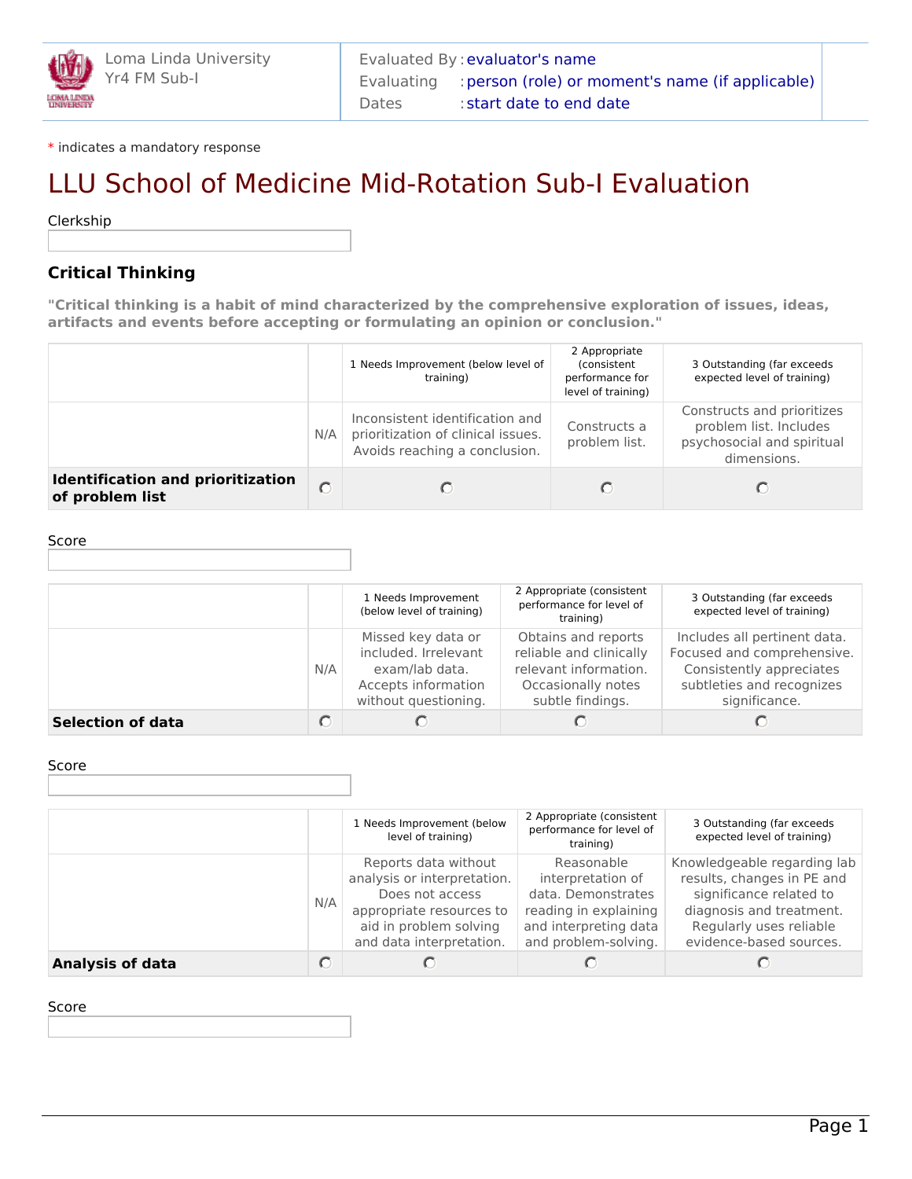Loma Linda University
Yr4 FM Sub-I

Evaluated By : evaluator's name
Evaluating : person (role) or moment's name (if applicable)
Dates : start date to end date

\* indicates a mandatory response

# LLU School of Medicine Mid-Rotation Sub-I Evaluation

Clerkship

## Critical Thinking

**"Critical thinking is a habit of mind characterized by the comprehensive exploration of issues, ideas, artifacts and events before accepting or formulating an opinion or conclusion."**

| | | 1 Needs Improvement (below level of training) | 2 Appropriate (consistent performance for level of training) | 3 Outstanding (far exceeds expected level of training) |
|---|---|---|---|---|
| | N/A | Inconsistent identification and prioritization of clinical issues. Avoids reaching a conclusion. | Constructs a problem list. | Constructs and prioritizes problem list. Includes psychosocial and spiritual dimensions. |
| **Identification and prioritization of problem list** | ○ | ○ | ○ | ○ |

Score

| | | 1 Needs Improvement (below level of training) | 2 Appropriate (consistent performance for level of training) | 3 Outstanding (far exceeds expected level of training) |
|---|---|---|---|---|
| | N/A | Missed key data or included. Irrelevant exam/lab data. Accepts information without questioning. | Obtains and reports reliable and clinically relevant information. Occasionally notes subtle findings. | Includes all pertinent data. Focused and comprehensive. Consistently appreciates subtleties and recognizes significance. |
| **Selection of data** | ○ | ○ | ○ | ○ |

Score

| | | 1 Needs Improvement (below level of training) | 2 Appropriate (consistent performance for level of training) | 3 Outstanding (far exceeds expected level of training) |
|---|---|---|---|---|
| | N/A | Reports data without analysis or interpretation. Does not access appropriate resources to aid in problem solving and data interpretation. | Reasonable interpretation of data. Demonstrates reading in explaining and interpreting data and problem-solving. | Knowledgeable regarding lab results, changes in PE and significance related to diagnosis and treatment. Regularly uses reliable evidence-based sources. |
| **Analysis of data** | ○ | ○ | ○ | ○ |

Score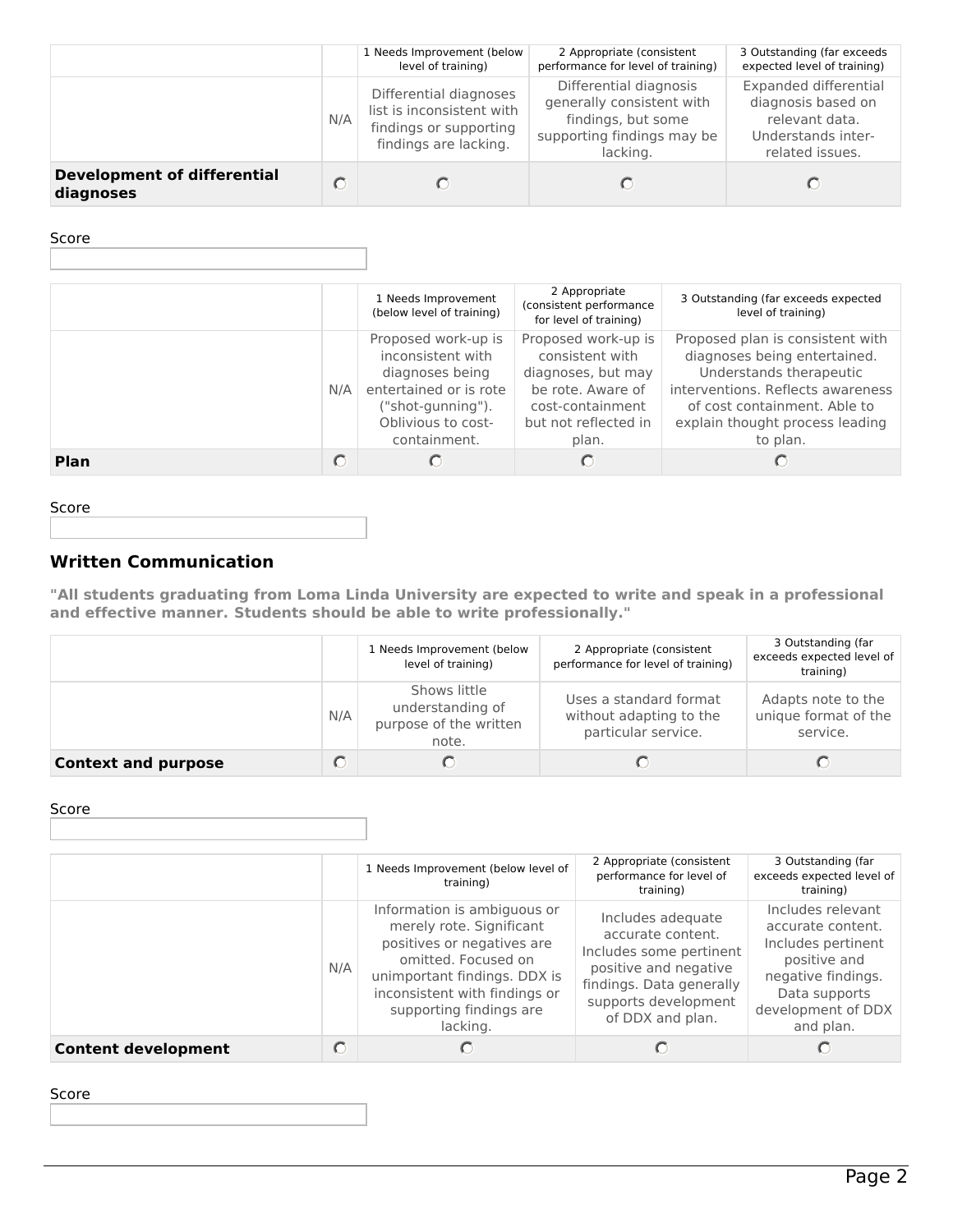| | | 1 Needs Improvement (below level of training) | 2 Appropriate (consistent performance for level of training) | 3 Outstanding (far exceeds expected level of training) |
|---|---|---|---|---|
| | N/A | Differential diagnoses list is inconsistent with findings or supporting findings are lacking. | Differential diagnosis generally consistent with findings, but some supporting findings may be lacking. | Expanded differential diagnosis based on relevant data. Understands inter-related issues. |
| **Development of differential diagnoses** | ○ | ○ | ○ | ○ |

Score

| | | 1 Needs Improvement (below level of training) | 2 Appropriate (consistent performance for level of training) | 3 Outstanding (far exceeds expected level of training) |
|---|---|---|---|---|
| | N/A | Proposed work-up is inconsistent with diagnoses being entertained or is rote ("shot-gunning"). Oblivious to cost-containment. | Proposed work-up is consistent with diagnoses, but may be rote. Aware of cost-containment but not reflected in plan. | Proposed plan is consistent with diagnoses being entertained. Understands therapeutic interventions. Reflects awareness of cost containment. Able to explain thought process leading to plan. |
| **Plan** | ○ | ○ | ○ | ○ |

Score

## Written Communication

**"All students graduating from Loma Linda University are expected to write and speak in a professional and effective manner. Students should be able to write professionally."**

| | | 1 Needs Improvement (below level of training) | 2 Appropriate (consistent performance for level of training) | 3 Outstanding (far exceeds expected level of training) |
|---|---|---|---|---|
| | N/A | Shows little understanding of purpose of the written note. | Uses a standard format without adapting to the particular service. | Adapts note to the unique format of the service. |
| **Context and purpose** | ○ | ○ | ○ | ○ |

Score

| | | 1 Needs Improvement (below level of training) | 2 Appropriate (consistent performance for level of training) | 3 Outstanding (far exceeds expected level of training) |
|---|---|---|---|---|
| | N/A | Information is ambiguous or merely rote. Significant positives or negatives are omitted. Focused on unimportant findings. DDX is inconsistent with findings or supporting findings are lacking. | Includes adequate accurate content. Includes some pertinent positive and negative findings. Data generally supports development of DDX and plan. | Includes relevant accurate content. Includes pertinent positive and negative findings. Data supports development of DDX and plan. |
| **Content development** | ○ | ○ | ○ | ○ |

Score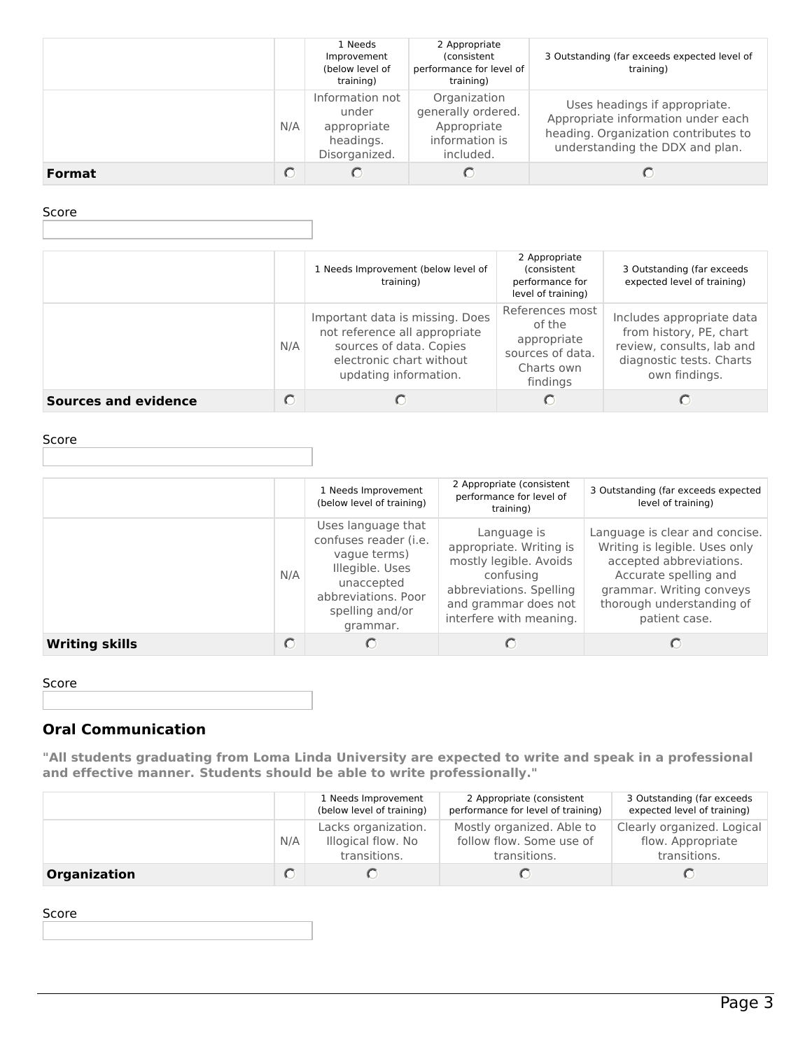| | | 1 Needs Improvement (below level of training) | 2 Appropriate (consistent performance for level of training) | 3 Outstanding (far exceeds expected level of training) |
|---|---|---|---|---|
| | N/A | Information not under appropriate headings. Disorganized. | Organization generally ordered. Appropriate information is included. | Uses headings if appropriate. Appropriate information under each heading. Organization contributes to understanding the DDX and plan. |
| **Format** | ○ | ○ | ○ | ○ |

Score

| | | 1 Needs Improvement (below level of training) | 2 Appropriate (consistent performance for level of training) | 3 Outstanding (far exceeds expected level of training) |
|---|---|---|---|---|
| | N/A | Important data is missing. Does not reference all appropriate sources of data. Copies electronic chart without updating information. | References most of the appropriate sources of data. Charts own findings | Includes appropriate data from history, PE, chart review, consults, lab and diagnostic tests. Charts own findings. |
| **Sources and evidence** | ○ | ○ | ○ | ○ |

Score

| | | 1 Needs Improvement (below level of training) | 2 Appropriate (consistent performance for level of training) | 3 Outstanding (far exceeds expected level of training) |
|---|---|---|---|---|
| | N/A | Uses language that confuses reader (i.e. vague terms) Illegible. Uses unaccepted abbreviations. Poor spelling and/or grammar. | Language is appropriate. Writing is mostly legible. Avoids confusing abbreviations. Spelling and grammar does not interfere with meaning. | Language is clear and concise. Writing is legible. Uses only accepted abbreviations. Accurate spelling and grammar. Writing conveys thorough understanding of patient case. |
| **Writing skills** | ○ | ○ | ○ | ○ |

Score

## Oral Communication

**"All students graduating from Loma Linda University are expected to write and speak in a professional and effective manner. Students should be able to write professionally."**

| | | 1 Needs Improvement (below level of training) | 2 Appropriate (consistent performance for level of training) | 3 Outstanding (far exceeds expected level of training) |
|---|---|---|---|---|
| | N/A | Lacks organization. Illogical flow. No transitions. | Mostly organized. Able to follow flow. Some use of transitions. | Clearly organized. Logical flow. Appropriate transitions. |
| **Organization** | ○ | ○ | ○ | ○ |

Score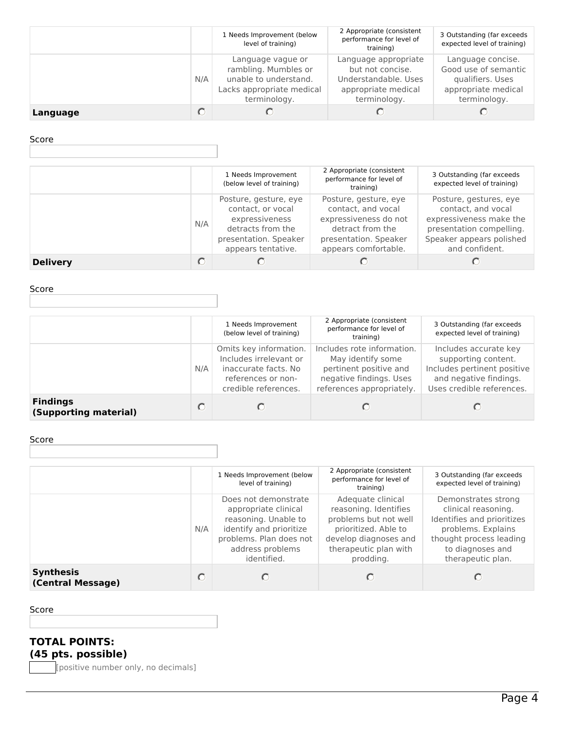| | | 1 Needs Improvement (below level of training) | 2 Appropriate (consistent performance for level of training) | 3 Outstanding (far exceeds expected level of training) |
|---|---|---|---|---|
| | N/A | Language vague or rambling. Mumbles or unable to understand. Lacks appropriate medical terminology. | Language appropriate but not concise. Understandable. Uses appropriate medical terminology. | Language concise. Good use of semantic qualifiers. Uses appropriate medical terminology. |
| **Language** | ○ | ○ | ○ | ○ |

Score

| | | 1 Needs Improvement (below level of training) | 2 Appropriate (consistent performance for level of training) | 3 Outstanding (far exceeds expected level of training) |
|---|---|---|---|---|
| | N/A | Posture, gesture, eye contact, or vocal expressiveness detracts from the presentation. Speaker appears tentative. | Posture, gesture, eye contact, and vocal expressiveness do not detract from the presentation. Speaker appears comfortable. | Posture, gestures, eye contact, and vocal expressiveness make the presentation compelling. Speaker appears polished and confident. |
| **Delivery** | ○ | ○ | ○ | ○ |

Score

| | | 1 Needs Improvement (below level of training) | 2 Appropriate (consistent performance for level of training) | 3 Outstanding (far exceeds expected level of training) |
|---|---|---|---|---|
| | N/A | Omits key information. Includes irrelevant or inaccurate facts. No references or non-credible references. | Includes rote information. May identify some pertinent positive and negative findings. Uses references appropriately. | Includes accurate key supporting content. Includes pertinent positive and negative findings. Uses credible references. |
| **Findings (Supporting material)** | ○ | ○ | ○ | ○ |

Score

| | | 1 Needs Improvement (below level of training) | 2 Appropriate (consistent performance for level of training) | 3 Outstanding (far exceeds expected level of training) |
|---|---|---|---|---|
| | N/A | Does not demonstrate appropriate clinical reasoning. Unable to identify and prioritize problems. Plan does not address problems identified. | Adequate clinical reasoning. Identifies problems but not well prioritized. Able to develop diagnoses and therapeutic plan with prodding. | Demonstrates strong clinical reasoning. Identifies and prioritizes problems. Explains thought process leading to diagnoses and therapeutic plan. |
| **Synthesis (Central Message)** | ○ | ○ | ○ | ○ |

Score

**TOTAL POINTS:**
**(45 pts. possible)**

[positive number only, no decimals]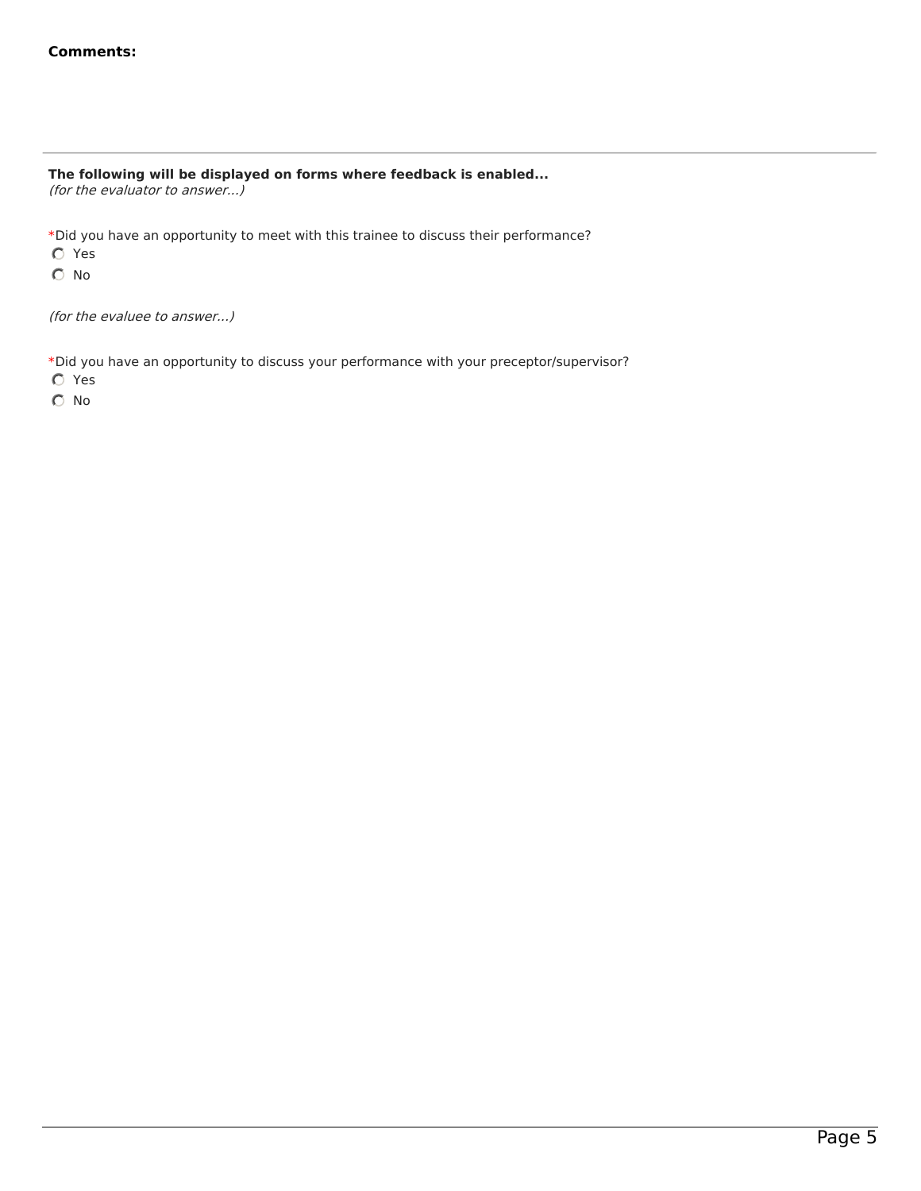**Comments:**

---

**The following will be displayed on forms where feedback is enabled...**
*(for the evaluator to answer...)*

*Did you have an opportunity to meet with this trainee to discuss their performance?

- Yes
- No

*(for the evaluee to answer...)*

*Did you have an opportunity to discuss your performance with your preceptor/supervisor?

- Yes
- No